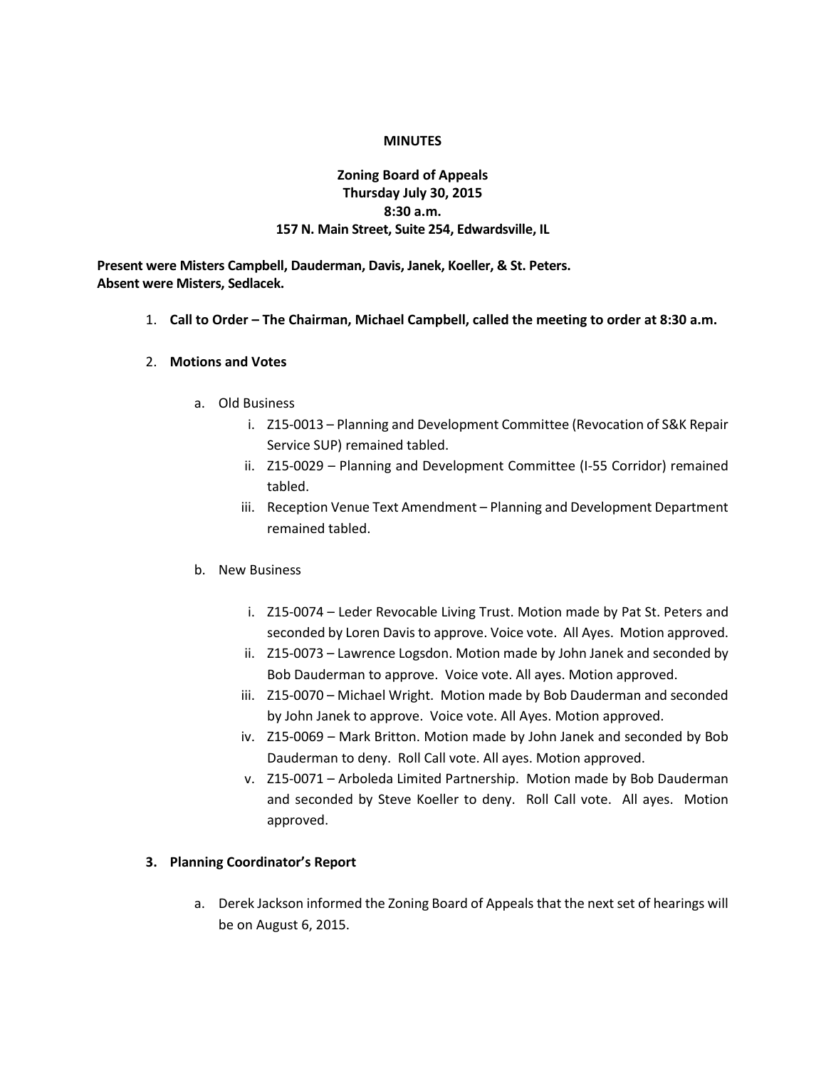**MINUTES**

**Zoning Board of Appeals**
**Thursday July 30, 2015**
**8:30 a.m.**
**157 N. Main Street, Suite 254, Edwardsville, IL**

**Present were Misters Campbell, Dauderman, Davis, Janek, Koeller, & St. Peters.**
**Absent were Misters, Sedlacek.**

1. **Call to Order – The Chairman, Michael Campbell, called the meeting to order at 8:30 a.m.**

2. **Motions and Votes**

   a. Old Business

      i. Z15-0013 – Planning and Development Committee (Revocation of S&K Repair Service SUP) remained tabled.

      ii. Z15-0029 – Planning and Development Committee (I-55 Corridor) remained tabled.

      iii. Reception Venue Text Amendment – Planning and Development Department remained tabled.

   b. New Business

      i. Z15-0074 – Leder Revocable Living Trust. Motion made by Pat St. Peters and seconded by Loren Davis to approve. Voice vote. All Ayes. Motion approved.

      ii. Z15-0073 – Lawrence Logsdon. Motion made by John Janek and seconded by Bob Dauderman to approve. Voice vote. All ayes. Motion approved.

      iii. Z15-0070 – Michael Wright. Motion made by Bob Dauderman and seconded by John Janek to approve. Voice vote. All Ayes. Motion approved.

      iv. Z15-0069 – Mark Britton. Motion made by John Janek and seconded by Bob Dauderman to deny. Roll Call vote. All ayes. Motion approved.

      v. Z15-0071 – Arboleda Limited Partnership. Motion made by Bob Dauderman and seconded by Steve Koeller to deny. Roll Call vote. All ayes. Motion approved.

3. **Planning Coordinator's Report**

   a. Derek Jackson informed the Zoning Board of Appeals that the next set of hearings will be on August 6, 2015.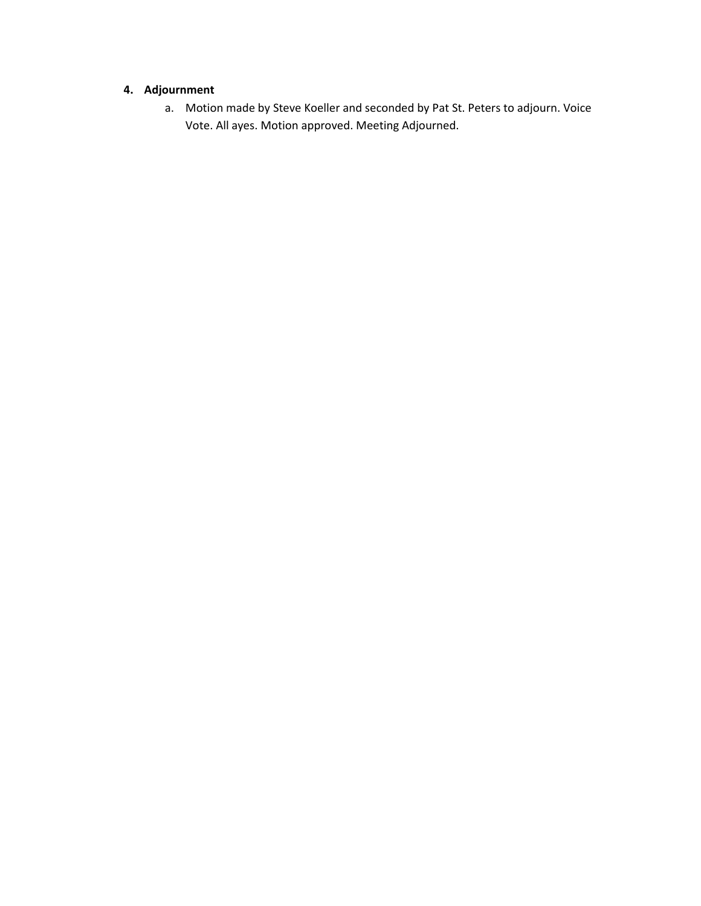4. **Adjournment**
    a. Motion made by Steve Koeller and seconded by Pat St. Peters to adjourn. Voice Vote. All ayes. Motion approved. Meeting Adjourned.